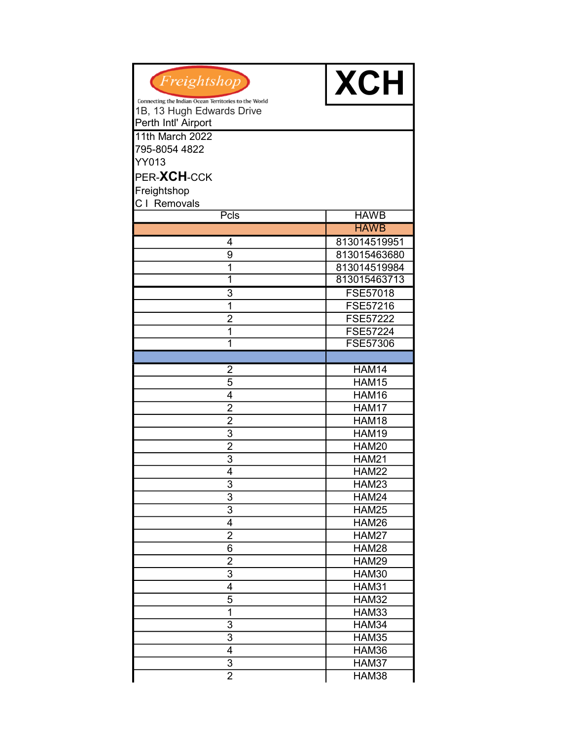Freightshop

Connecting the Indian Ocean Territories to the World

1B, 13 Hugh Edwards Drive
Perth Intl' Airport

# XCH

11th March 2022
795-8054 4822
YY013
PER-**XCH**-CCK
Freightshop
C I Removals

| Pcls | HAWB |
|---|---|
| | HAWB |
| 4 | 813014519951 |
| 9 | 813015463680 |
| 1 | 813014519984 |
| 1 | 813015463713 |
| 3 | FSE57018 |
| 1 | FSE57216 |
| 2 | FSE57222 |
| 1 | FSE57224 |
| 1 | FSE57306 |
| | |
| 2 | HAM14 |
| 5 | HAM15 |
| 4 | HAM16 |
| 2 | HAM17 |
| 2 | HAM18 |
| 3 | HAM19 |
| 2 | HAM20 |
| 3 | HAM21 |
| 4 | HAM22 |
| 3 | HAM23 |
| 3 | HAM24 |
| 3 | HAM25 |
| 4 | HAM26 |
| 2 | HAM27 |
| 6 | HAM28 |
| 2 | HAM29 |
| 3 | HAM30 |
| 4 | HAM31 |
| 5 | HAM32 |
| 1 | HAM33 |
| 3 | HAM34 |
| 3 | HAM35 |
| 4 | HAM36 |
| 3 | HAM37 |
| 2 | HAM38 |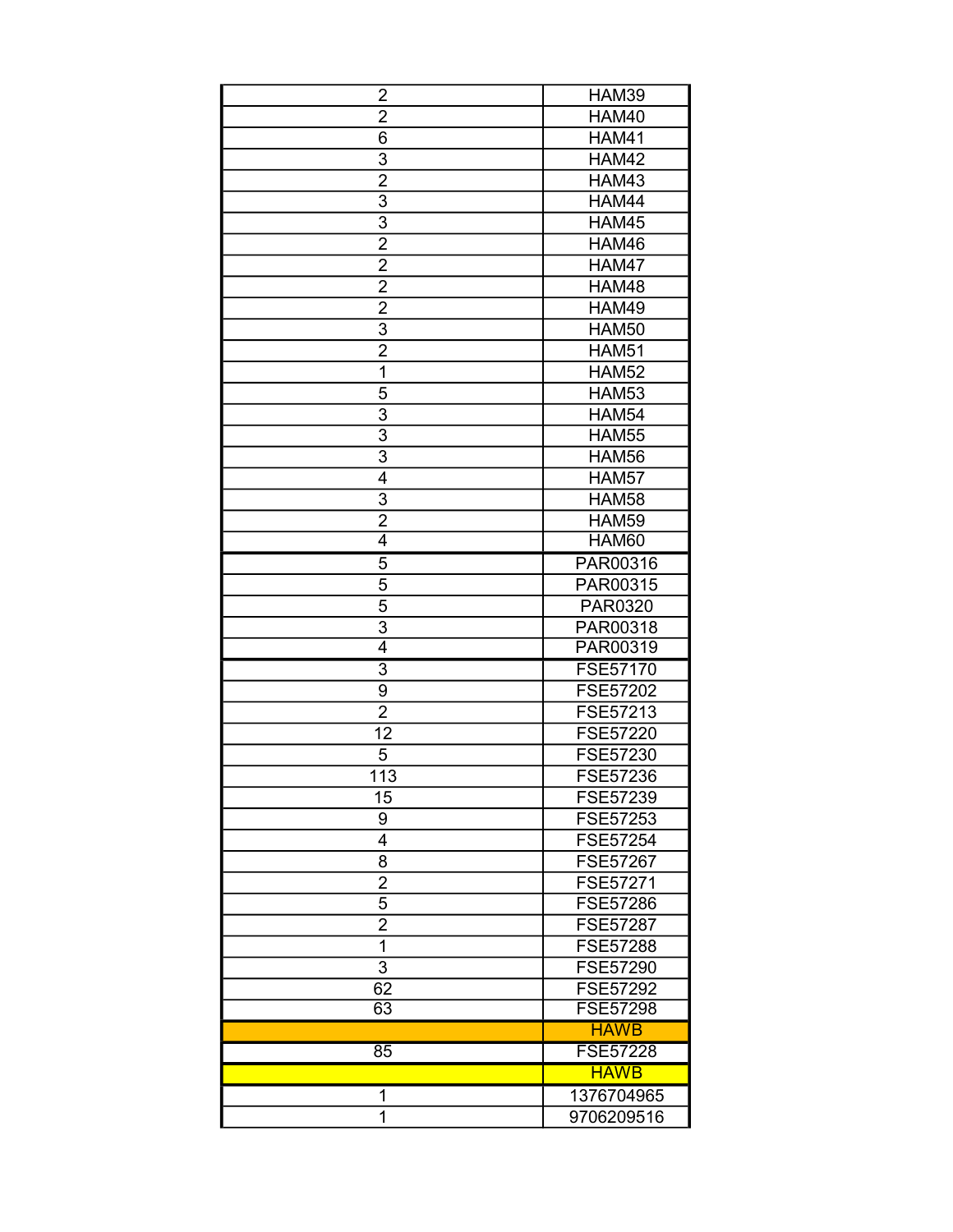| | |
|---|---|
| 2 | HAM39 |
| 2 | HAM40 |
| 6 | HAM41 |
| 3 | HAM42 |
| 2 | HAM43 |
| 3 | HAM44 |
| 3 | HAM45 |
| 2 | HAM46 |
| 2 | HAM47 |
| 2 | HAM48 |
| 2 | HAM49 |
| 3 | HAM50 |
| 2 | HAM51 |
| 1 | HAM52 |
| 5 | HAM53 |
| 3 | HAM54 |
| 3 | HAM55 |
| 3 | HAM56 |
| 4 | HAM57 |
| 3 | HAM58 |
| 2 | HAM59 |
| 4 | HAM60 |
| 5 | PAR00316 |
| 5 | PAR00315 |
| 5 | PAR0320 |
| 3 | PAR00318 |
| 4 | PAR00319 |
| 3 | FSE57170 |
| 9 | FSE57202 |
| 2 | FSE57213 |
| 12 | FSE57220 |
| 5 | FSE57230 |
| 113 | FSE57236 |
| 15 | FSE57239 |
| 9 | FSE57253 |
| 4 | FSE57254 |
| 8 | FSE57267 |
| 2 | FSE57271 |
| 5 | FSE57286 |
| 2 | FSE57287 |
| 1 | FSE57288 |
| 3 | FSE57290 |
| 62 | FSE57292 |
| 63 | FSE57298 |
| | HAWB |
| 85 | FSE57228 |
| | HAWB |
| 1 | 1376704965 |
| 1 | 9706209516 |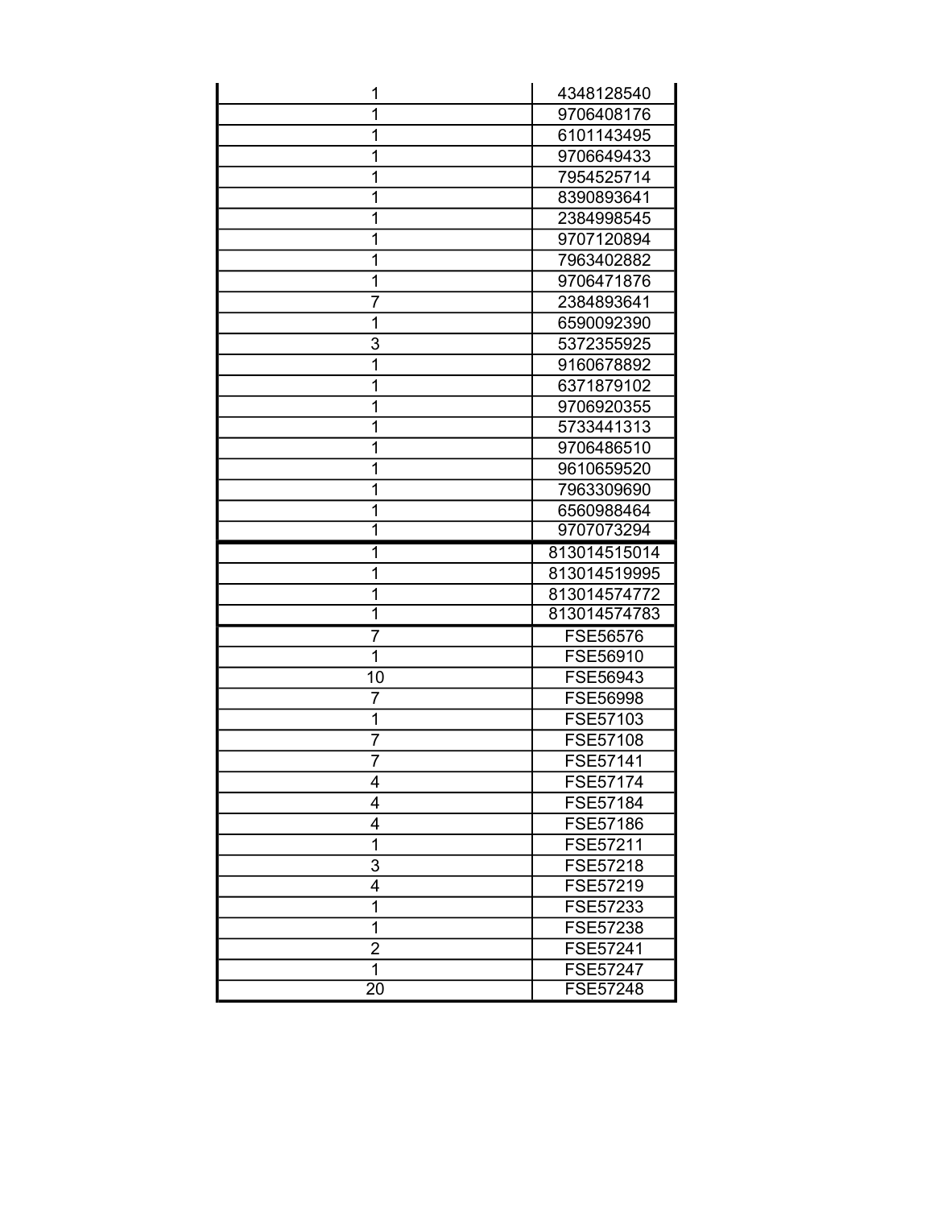| | |
|---|---|
| 1 | 4348128540 |
| 1 | 9706408176 |
| 1 | 6101143495 |
| 1 | 9706649433 |
| 1 | 7954525714 |
| 1 | 8390893641 |
| 1 | 2384998545 |
| 1 | 9707120894 |
| 1 | 7963402882 |
| 1 | 9706471876 |
| 7 | 2384893641 |
| 1 | 6590092390 |
| 3 | 5372355925 |
| 1 | 9160678892 |
| 1 | 6371879102 |
| 1 | 9706920355 |
| 1 | 5733441313 |
| 1 | 9706486510 |
| 1 | 9610659520 |
| 1 | 7963309690 |
| 1 | 6560988464 |
| 1 | 9707073294 |
| 1 | 813014515014 |
| 1 | 813014519995 |
| 1 | 813014574772 |
| 1 | 813014574783 |
| 7 | FSE56576 |
| 1 | FSE56910 |
| 10 | FSE56943 |
| 7 | FSE56998 |
| 1 | FSE57103 |
| 7 | FSE57108 |
| 7 | FSE57141 |
| 4 | FSE57174 |
| 4 | FSE57184 |
| 4 | FSE57186 |
| 1 | FSE57211 |
| 3 | FSE57218 |
| 4 | FSE57219 |
| 1 | FSE57233 |
| 1 | FSE57238 |
| 2 | FSE57241 |
| 1 | FSE57247 |
| 20 | FSE57248 |